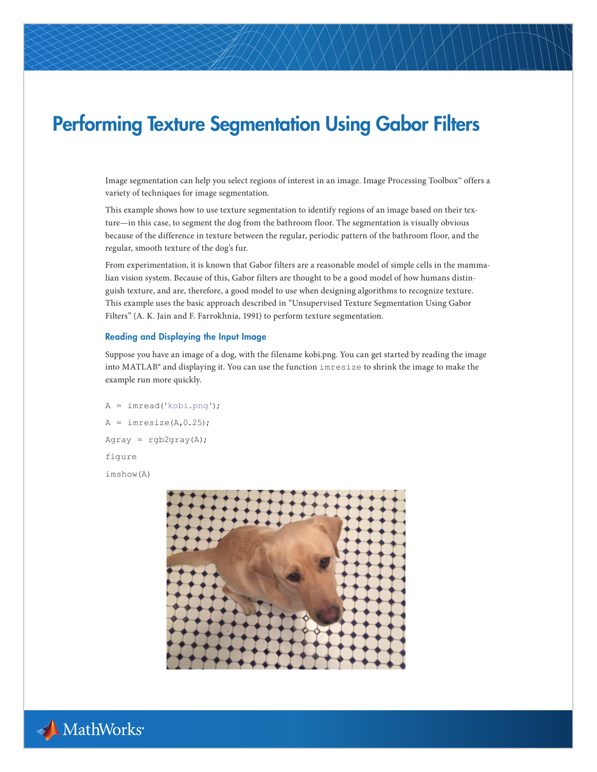# Performing Texture Segmentation Using Gabor Filters

Image segmentation can help you select regions of interest in an image. Image Processing Toolbox™ offers a variety of techniques for image segmentation.

This example shows how to use texture segmentation to identify regions of an image based on their texture—in this case, to segment the dog from the bathroom floor. The segmentation is visually obvious because of the difference in texture between the regular, periodic pattern of the bathroom floor, and the regular, smooth texture of the dog's fur.

From experimentation, it is known that Gabor filters are a reasonable model of simple cells in the mammalian vision system. Because of this, Gabor filters are thought to be a good model of how humans distinguish texture, and are, therefore, a good model to use when designing algorithms to recognize texture. This example uses the basic approach described in "Unsupervised Texture Segmentation Using Gabor Filters" (A. K. Jain and F. Farrokhnia, 1991) to perform texture segmentation.

### Reading and Displaying the Input Image

Suppose you have an image of a dog, with the filename kobi.png. You can get started by reading the image into MATLAB® and displaying it. You can use the function `imresize` to shrink the image to make the example run more quickly.

```
A = imread('kobi.png');
A = imresize(A,0.25);
Agray = rgb2gray(A);
figure
imshow(A)
```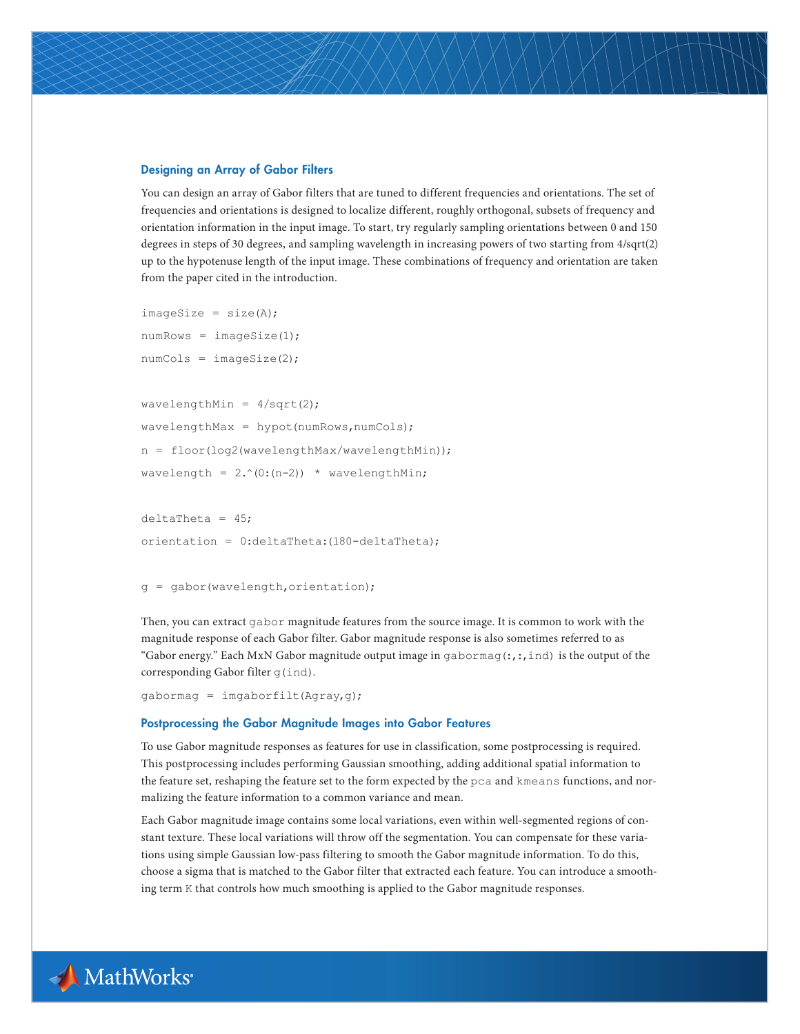### Designing an Array of Gabor Filters

You can design an array of Gabor filters that are tuned to different frequencies and orientations. The set of frequencies and orientations is designed to localize different, roughly orthogonal, subsets of frequency and orientation information in the input image. To start, try regularly sampling orientations between 0 and 150 degrees in steps of 30 degrees, and sampling wavelength in increasing powers of two starting from 4/sqrt(2) up to the hypotenuse length of the input image. These combinations of frequency and orientation are taken from the paper cited in the introduction.

```
imageSize = size(A);
numRows = imageSize(1);
numCols = imageSize(2);

wavelengthMin = 4/sqrt(2);
wavelengthMax = hypot(numRows,numCols);
n = floor(log2(wavelengthMax/wavelengthMin));
wavelength = 2.^(0:(n-2)) * wavelengthMin;

deltaTheta = 45;
orientation = 0:deltaTheta:(180-deltaTheta);

g = gabor(wavelength,orientation);
```

Then, you can extract `gabor` magnitude features from the source image. It is common to work with the magnitude response of each Gabor filter. Gabor magnitude response is also sometimes referred to as "Gabor energy." Each MxN Gabor magnitude output image in `gabormag(:,:,ind)` is the output of the corresponding Gabor filter `g(ind)`.

```
gabormag = imgaborfilt(Agray,g);
```

### Postprocessing the Gabor Magnitude Images into Gabor Features

To use Gabor magnitude responses as features for use in classification, some postprocessing is required. This postprocessing includes performing Gaussian smoothing, adding additional spatial information to the feature set, reshaping the feature set to the form expected by the `pca` and `kmeans` functions, and normalizing the feature information to a common variance and mean.

Each Gabor magnitude image contains some local variations, even within well-segmented regions of constant texture. These local variations will throw off the segmentation. You can compensate for these variations using simple Gaussian low-pass filtering to smooth the Gabor magnitude information. To do this, choose a sigma that is matched to the Gabor filter that extracted each feature. You can introduce a smoothing term `K` that controls how much smoothing is applied to the Gabor magnitude responses.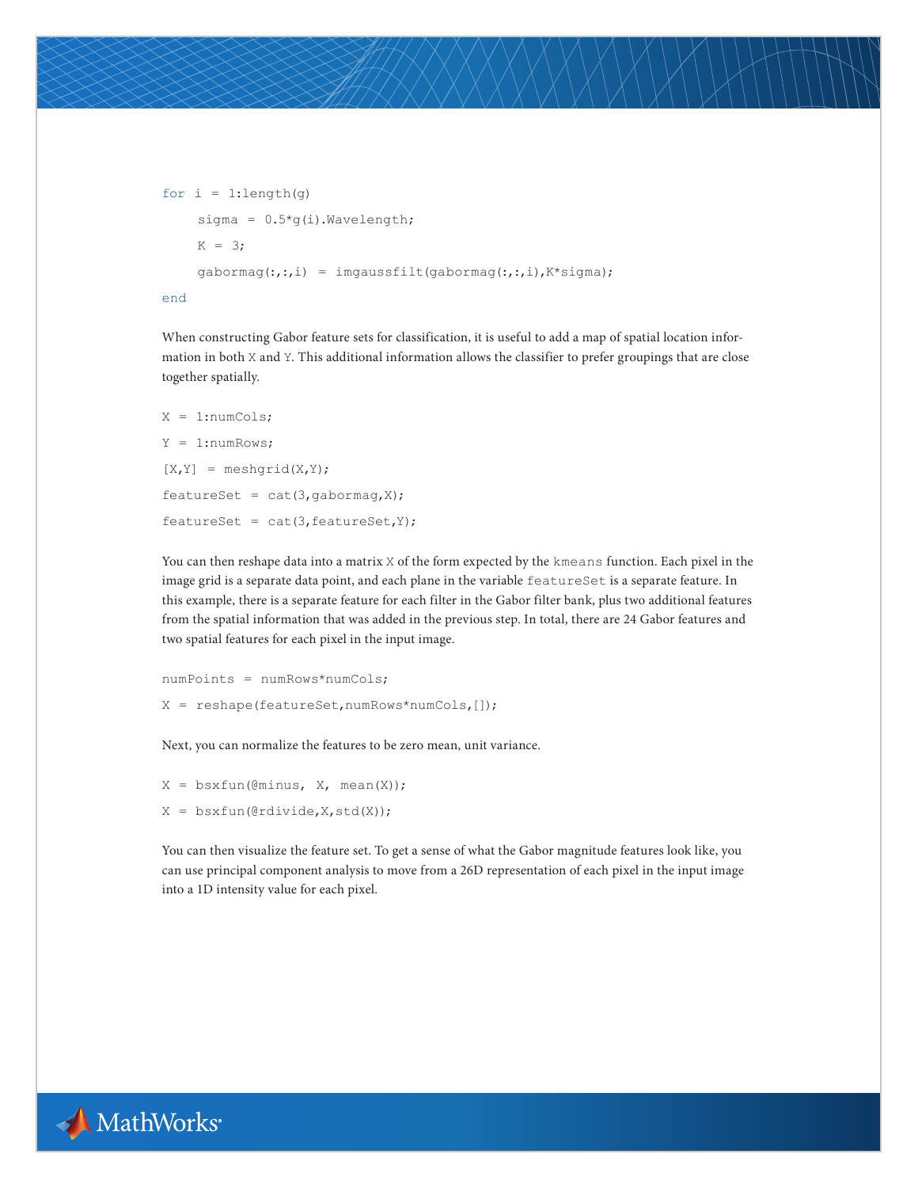```
for i = 1:length(g)
     sigma = 0.5*g(i).Wavelength;
     K = 3;
     gabormag(:,:,i) = imgaussfilt(gabormag(:,:,i),K*sigma);
end
```

When constructing Gabor feature sets for classification, it is useful to add a map of spatial location information in both `X` and `Y`. This additional information allows the classifier to prefer groupings that are close together spatially.

```
X = 1:numCols;
Y = 1:numRows;
[X,Y] = meshgrid(X,Y);
featureSet = cat(3,gabormag,X);
featureSet = cat(3,featureSet,Y);
```

You can then reshape data into a matrix `X` of the form expected by the `kmeans` function. Each pixel in the image grid is a separate data point, and each plane in the variable `featureSet` is a separate feature. In this example, there is a separate feature for each filter in the Gabor filter bank, plus two additional features from the spatial information that was added in the previous step. In total, there are 24 Gabor features and two spatial features for each pixel in the input image.

```
numPoints = numRows*numCols;
X = reshape(featureSet,numRows*numCols,[]);
```

Next, you can normalize the features to be zero mean, unit variance.

```
X = bsxfun(@minus, X, mean(X));
X = bsxfun(@rdivide,X,std(X));
```

You can then visualize the feature set. To get a sense of what the Gabor magnitude features look like, you can use principal component analysis to move from a 26D representation of each pixel in the input image into a 1D intensity value for each pixel.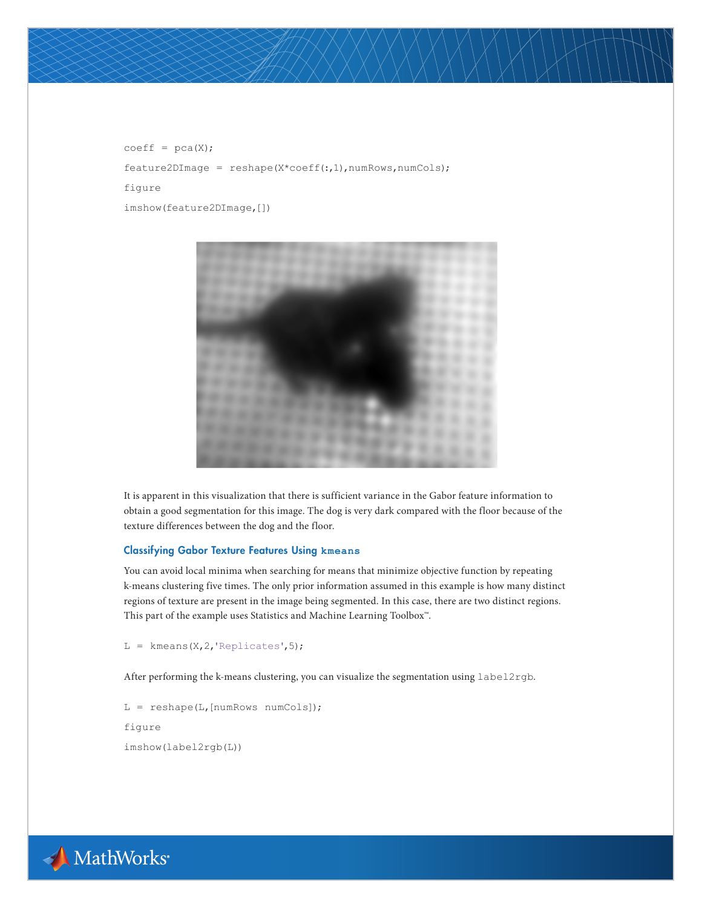```
coeff = pca(X);
feature2DImage = reshape(X*coeff(:,1),numRows,numCols);
figure
imshow(feature2DImage,[])
```

It is apparent in this visualization that there is sufficient variance in the Gabor feature information to obtain a good segmentation for this image. The dog is very dark compared with the floor because of the texture differences between the dog and the floor.

### Classifying Gabor Texture Features Using `kmeans`

You can avoid local minima when searching for means that minimize objective function by repeating k-means clustering five times. The only prior information assumed in this example is how many distinct regions of texture are present in the image being segmented. In this case, there are two distinct regions. This part of the example uses Statistics and Machine Learning Toolbox™.

```
L = kmeans(X,2,'Replicates',5);
```

After performing the k-means clustering, you can visualize the segmentation using `label2rgb`.

```
L = reshape(L,[numRows numCols]);
figure
imshow(label2rgb(L))
```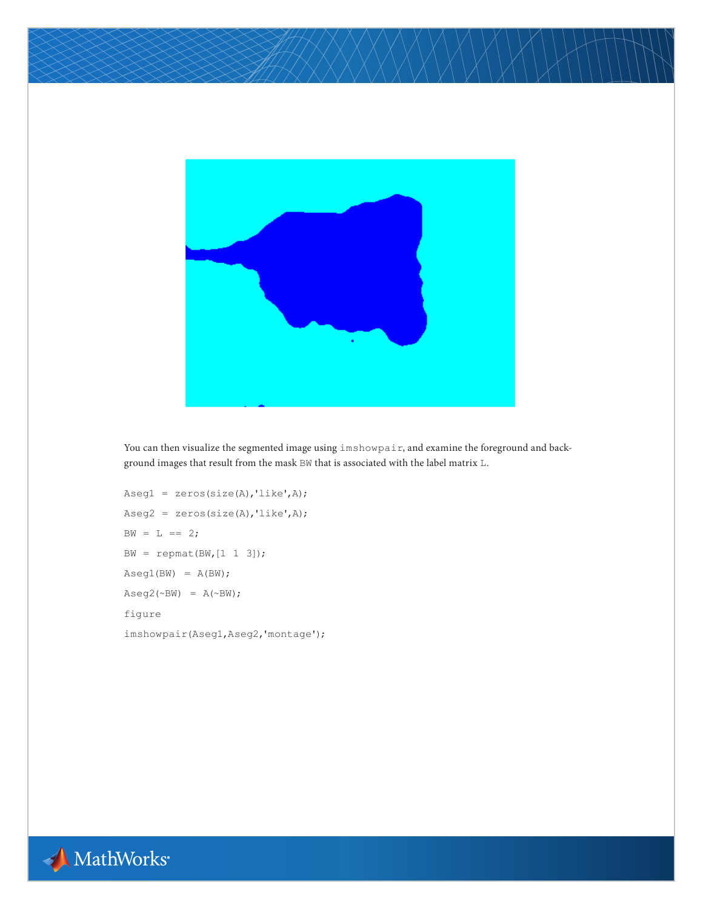You can then visualize the segmented image using `imshowpair`, and examine the foreground and background images that result from the mask `BW` that is associated with the label matrix `L`.

```
Aseg1 = zeros(size(A),'like',A);
Aseg2 = zeros(size(A),'like',A);
BW = L == 2;
BW = repmat(BW,[1 1 3]);
Aseg1(BW) = A(BW);
Aseg2(~BW) = A(~BW);
figure
imshowpair(Aseg1,Aseg2,'montage');
```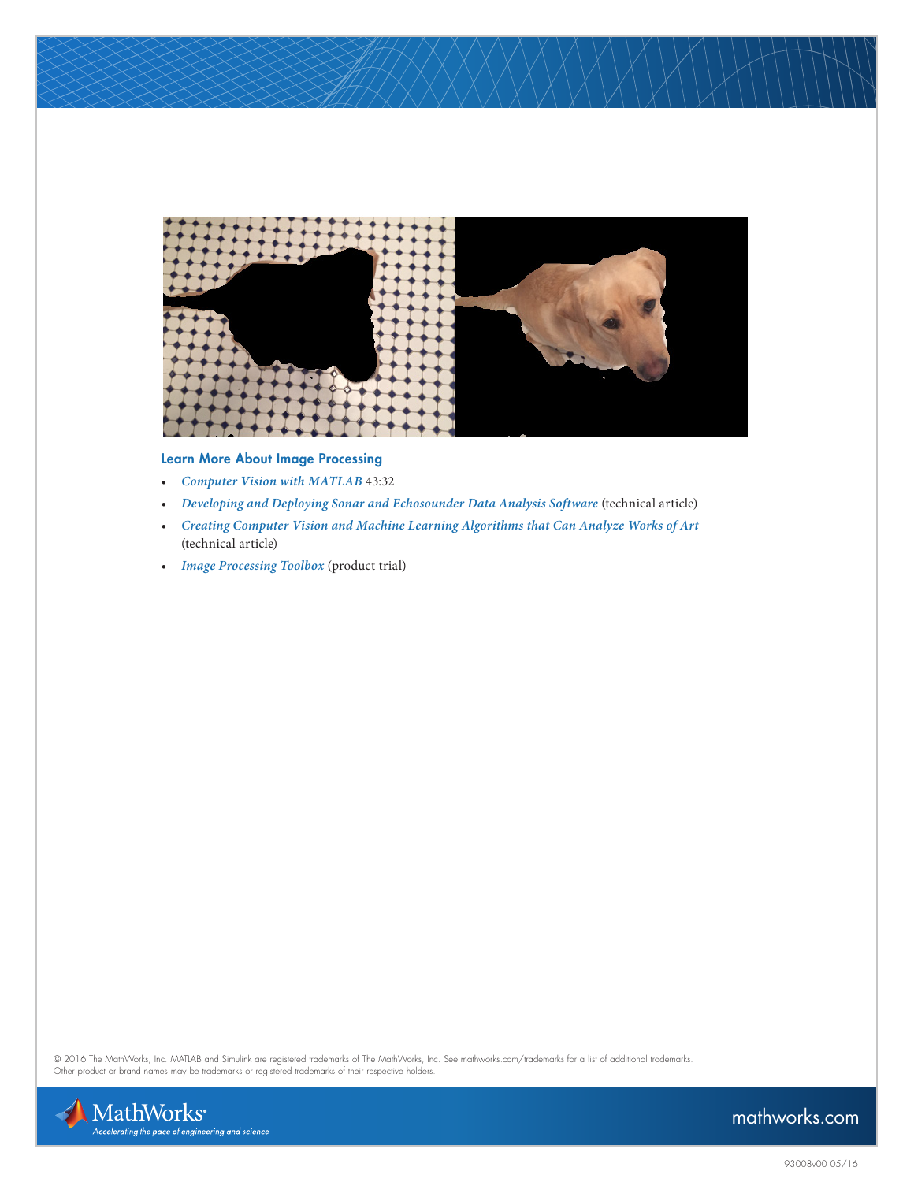## Learn More About Image Processing

- *Computer Vision with MATLAB* 43:32
- *Developing and Deploying Sonar and Echosounder Data Analysis Software* (technical article)
- *Creating Computer Vision and Machine Learning Algorithms that Can Analyze Works of Art* (technical article)
- *Image Processing Toolbox* (product trial)

© 2016 The MathWorks, Inc. MATLAB and Simulink are registered trademarks of The MathWorks, Inc. See mathworks.com/trademarks for a list of additional trademarks. Other product or brand names may be trademarks or registered trademarks of their respective holders.

MathWorks®

*Accelerating the pace of engineering and science*

mathworks.com

93008v00 05/16